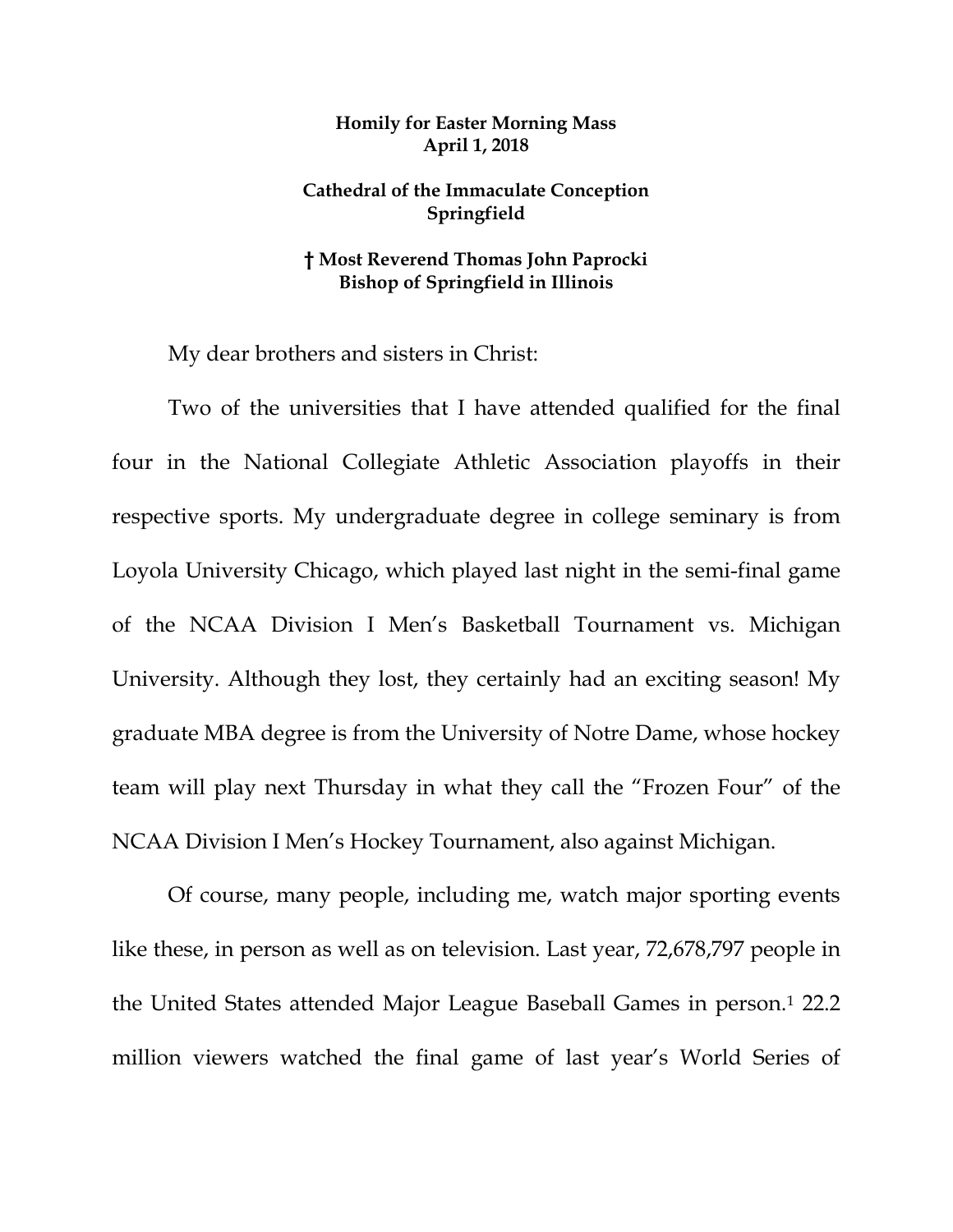**Homily for Easter Morning Mass**
**April 1, 2018**

**Cathedral of the Immaculate Conception**
**Springfield**

**† Most Reverend Thomas John Paprocki**
**Bishop of Springfield in Illinois**

My dear brothers and sisters in Christ:

Two of the universities that I have attended qualified for the final four in the National Collegiate Athletic Association playoffs in their respective sports. My undergraduate degree in college seminary is from Loyola University Chicago, which played last night in the semi-final game of the NCAA Division I Men's Basketball Tournament vs. Michigan University. Although they lost, they certainly had an exciting season! My graduate MBA degree is from the University of Notre Dame, whose hockey team will play next Thursday in what they call the "Frozen Four" of the NCAA Division I Men's Hockey Tournament, also against Michigan.

Of course, many people, including me, watch major sporting events like these, in person as well as on television. Last year, 72,678,797 people in the United States attended Major League Baseball Games in person.[1] 22.2 million viewers watched the final game of last year's World Series of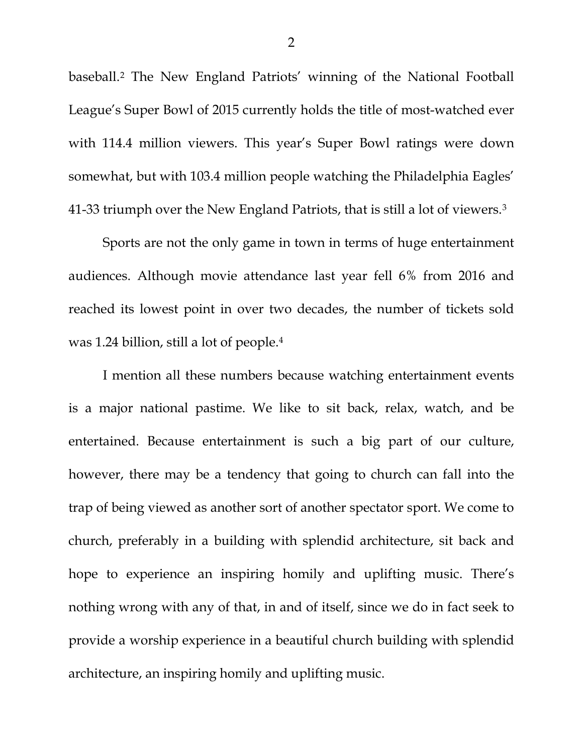baseball.[2] The New England Patriots' winning of the National Football League's Super Bowl of 2015 currently holds the title of most-watched ever with 114.4 million viewers. This year's Super Bowl ratings were down somewhat, but with 103.4 million people watching the Philadelphia Eagles' 41-33 triumph over the New England Patriots, that is still a lot of viewers.[3]

Sports are not the only game in town in terms of huge entertainment audiences. Although movie attendance last year fell 6% from 2016 and reached its lowest point in over two decades, the number of tickets sold was 1.24 billion, still a lot of people.[4]

I mention all these numbers because watching entertainment events is a major national pastime. We like to sit back, relax, watch, and be entertained. Because entertainment is such a big part of our culture, however, there may be a tendency that going to church can fall into the trap of being viewed as another sort of another spectator sport. We come to church, preferably in a building with splendid architecture, sit back and hope to experience an inspiring homily and uplifting music. There's nothing wrong with any of that, in and of itself, since we do in fact seek to provide a worship experience in a beautiful church building with splendid architecture, an inspiring homily and uplifting music.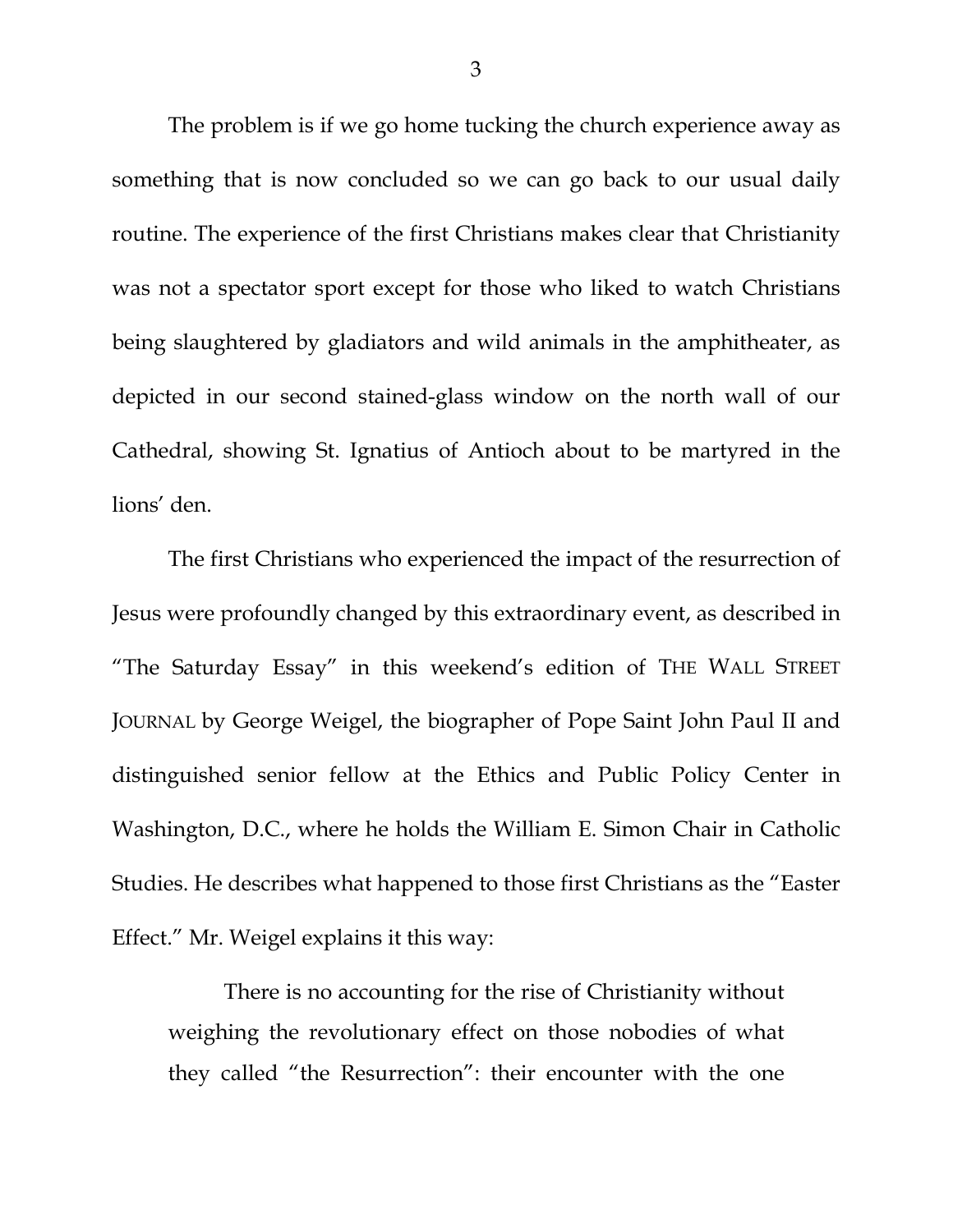The problem is if we go home tucking the church experience away as something that is now concluded so we can go back to our usual daily routine. The experience of the first Christians makes clear that Christianity was not a spectator sport except for those who liked to watch Christians being slaughtered by gladiators and wild animals in the amphitheater, as depicted in our second stained-glass window on the north wall of our Cathedral, showing St. Ignatius of Antioch about to be martyred in the lions' den.

The first Christians who experienced the impact of the resurrection of Jesus were profoundly changed by this extraordinary event, as described in "The Saturday Essay" in this weekend's edition of THE WALL STREET JOURNAL by George Weigel, the biographer of Pope Saint John Paul II and distinguished senior fellow at the Ethics and Public Policy Center in Washington, D.C., where he holds the William E. Simon Chair in Catholic Studies. He describes what happened to those first Christians as the "Easter Effect." Mr. Weigel explains it this way:

> There is no accounting for the rise of Christianity without weighing the revolutionary effect on those nobodies of what they called "the Resurrection": their encounter with the one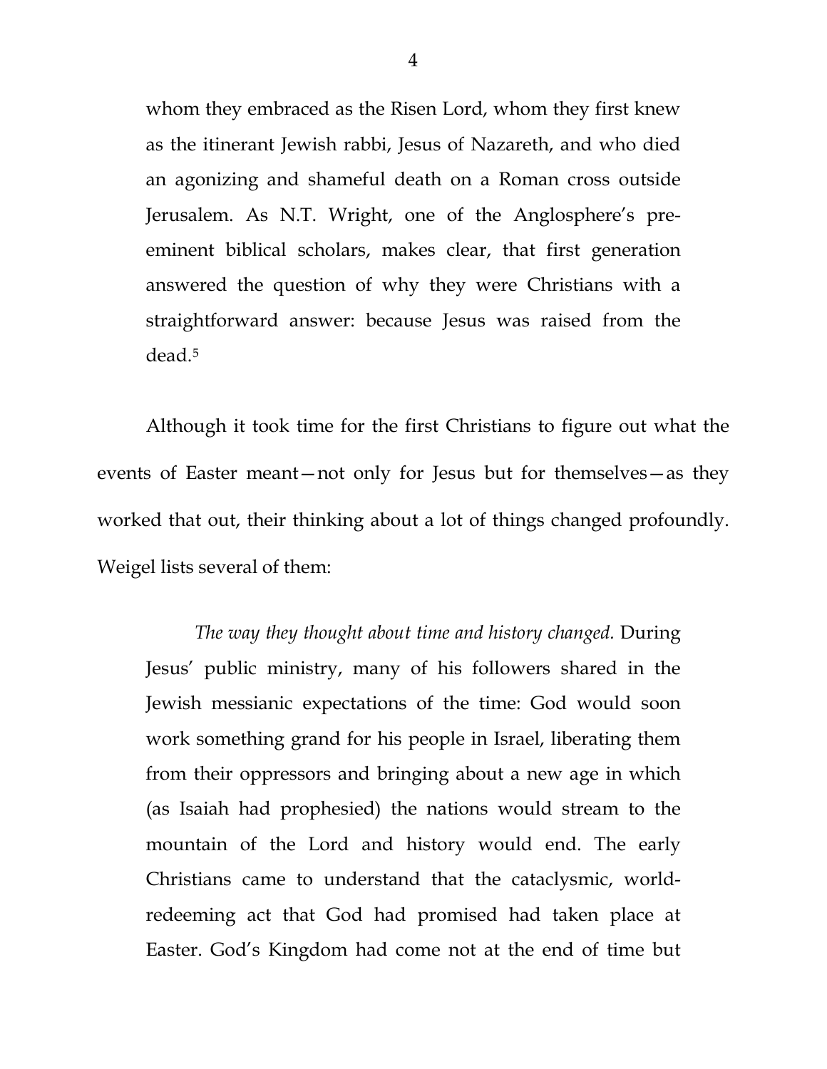> whom they embraced as the Risen Lord, whom they first knew as the itinerant Jewish rabbi, Jesus of Nazareth, and who died an agonizing and shameful death on a Roman cross outside Jerusalem. As N.T. Wright, one of the Anglosphere's pre-eminent biblical scholars, makes clear, that first generation answered the question of why they were Christians with a straightforward answer: because Jesus was raised from the dead.[5]

Although it took time for the first Christians to figure out what the events of Easter meant—not only for Jesus but for themselves—as they worked that out, their thinking about a lot of things changed profoundly. Weigel lists several of them:

> *The way they thought about time and history changed.* During Jesus' public ministry, many of his followers shared in the Jewish messianic expectations of the time: God would soon work something grand for his people in Israel, liberating them from their oppressors and bringing about a new age in which (as Isaiah had prophesied) the nations would stream to the mountain of the Lord and history would end. The early Christians came to understand that the cataclysmic, world-redeeming act that God had promised had taken place at Easter. God's Kingdom had come not at the end of time but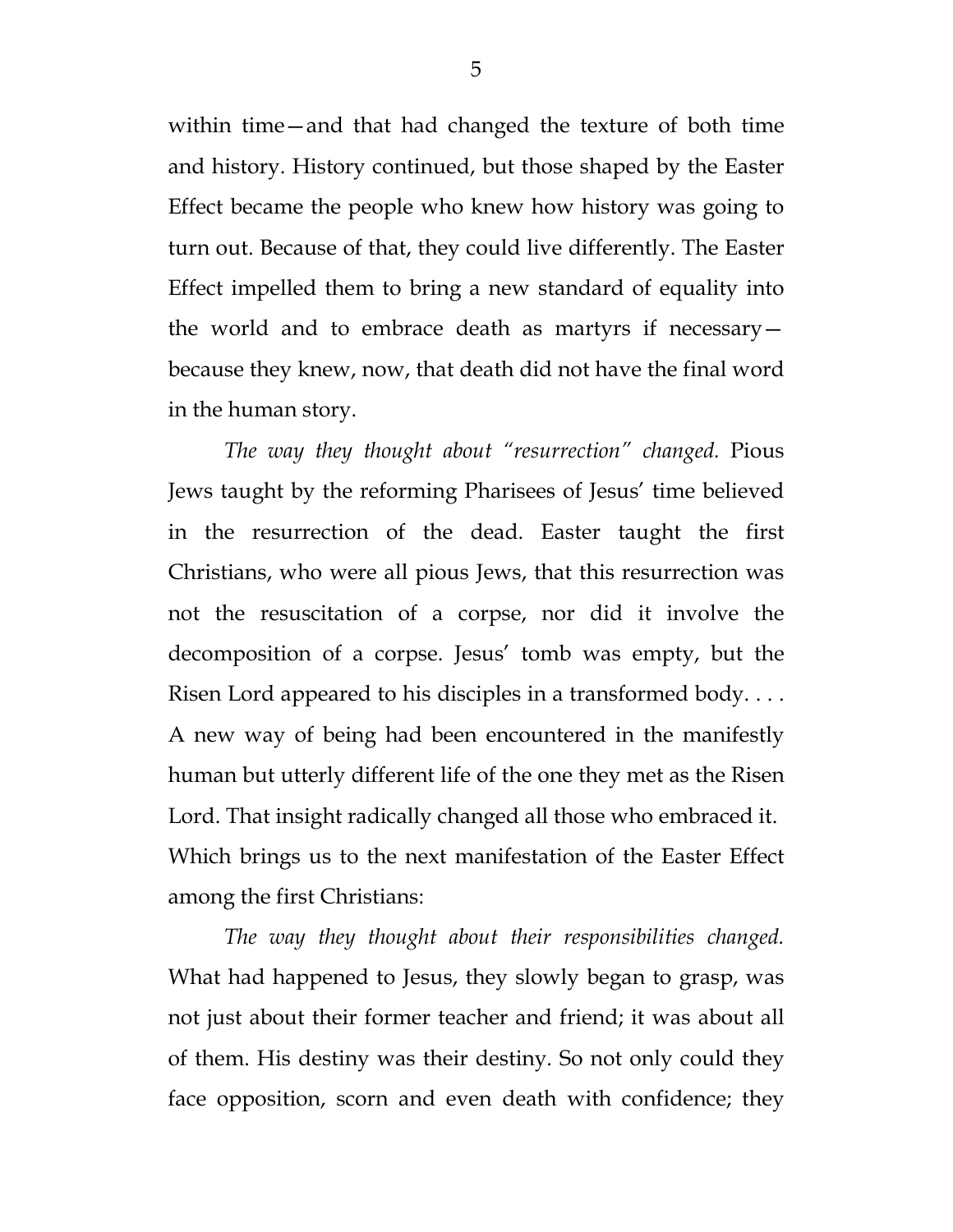within time—and that had changed the texture of both time and history. History continued, but those shaped by the Easter Effect became the people who knew how history was going to turn out. Because of that, they could live differently. The Easter Effect impelled them to bring a new standard of equality into the world and to embrace death as martyrs if necessary—because they knew, now, that death did not have the final word in the human story.

*The way they thought about "resurrection" changed.* Pious Jews taught by the reforming Pharisees of Jesus' time believed in the resurrection of the dead. Easter taught the first Christians, who were all pious Jews, that this resurrection was not the resuscitation of a corpse, nor did it involve the decomposition of a corpse. Jesus' tomb was empty, but the Risen Lord appeared to his disciples in a transformed body. . . . A new way of being had been encountered in the manifestly human but utterly different life of the one they met as the Risen Lord. That insight radically changed all those who embraced it. Which brings us to the next manifestation of the Easter Effect among the first Christians:

*The way they thought about their responsibilities changed.* What had happened to Jesus, they slowly began to grasp, was not just about their former teacher and friend; it was about all of them. His destiny was their destiny. So not only could they face opposition, scorn and even death with confidence; they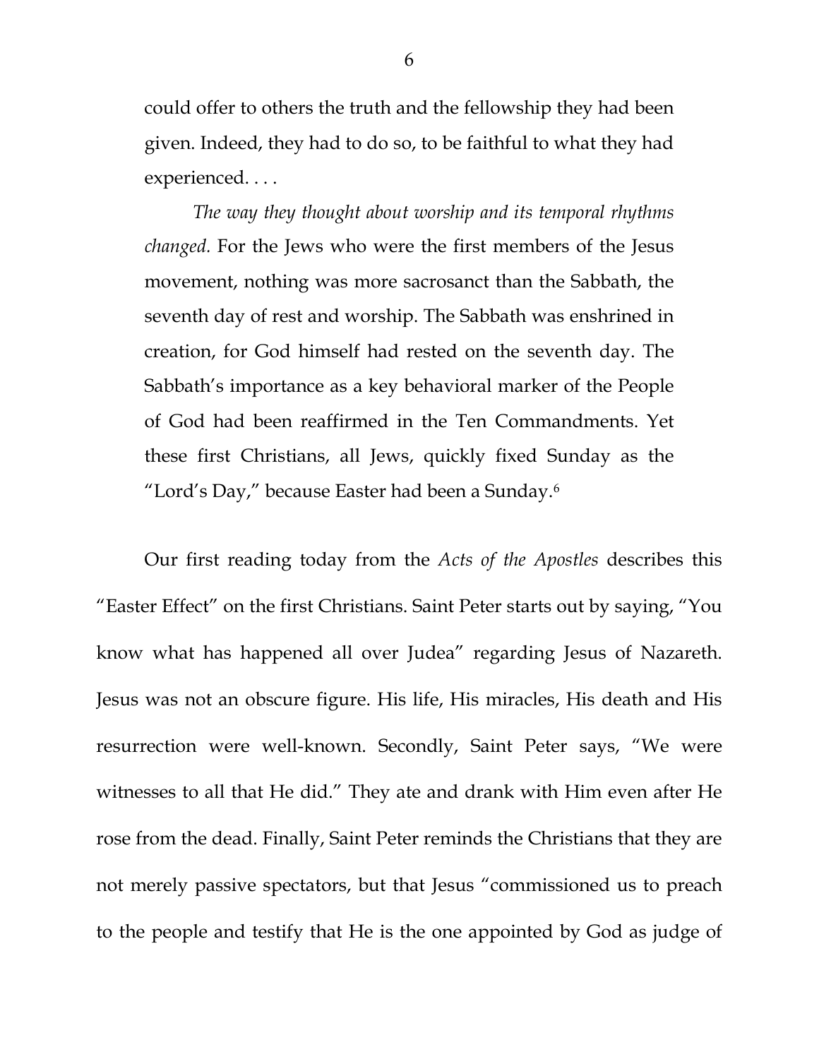could offer to others the truth and the fellowship they had been given. Indeed, they had to do so, to be faithful to what they had experienced. . . .

*The way they thought about worship and its temporal rhythms changed.* For the Jews who were the first members of the Jesus movement, nothing was more sacrosanct than the Sabbath, the seventh day of rest and worship. The Sabbath was enshrined in creation, for God himself had rested on the seventh day. The Sabbath's importance as a key behavioral marker of the People of God had been reaffirmed in the Ten Commandments. Yet these first Christians, all Jews, quickly fixed Sunday as the "Lord's Day," because Easter had been a Sunday.[6]

Our first reading today from the *Acts of the Apostles* describes this "Easter Effect" on the first Christians. Saint Peter starts out by saying, "You know what has happened all over Judea" regarding Jesus of Nazareth. Jesus was not an obscure figure. His life, His miracles, His death and His resurrection were well-known. Secondly, Saint Peter says, "We were witnesses to all that He did." They ate and drank with Him even after He rose from the dead. Finally, Saint Peter reminds the Christians that they are not merely passive spectators, but that Jesus "commissioned us to preach to the people and testify that He is the one appointed by God as judge of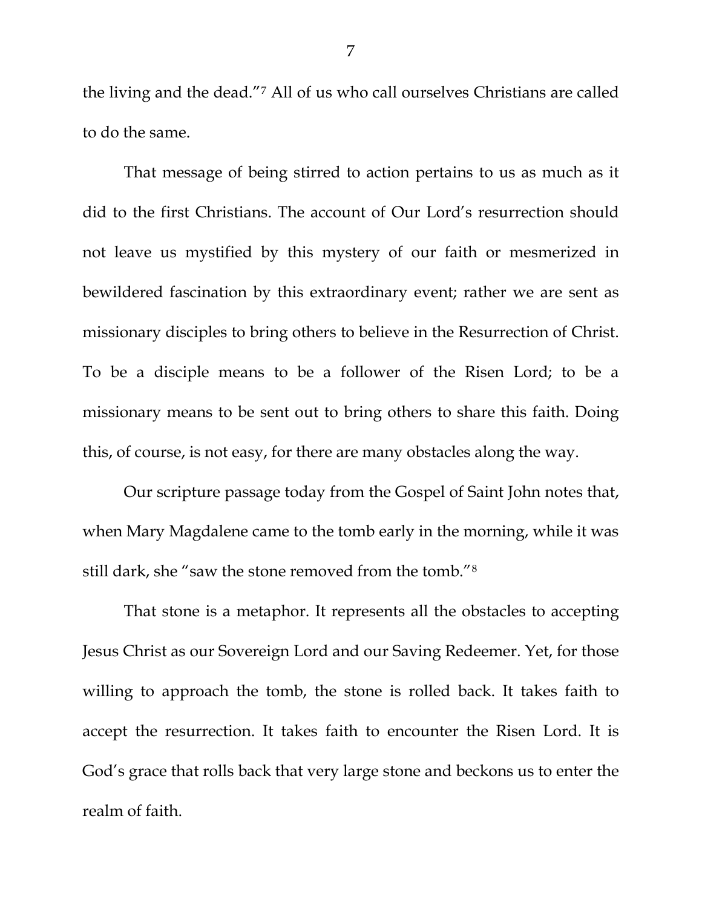the living and the dead."[7] All of us who call ourselves Christians are called to do the same.

That message of being stirred to action pertains to us as much as it did to the first Christians. The account of Our Lord's resurrection should not leave us mystified by this mystery of our faith or mesmerized in bewildered fascination by this extraordinary event; rather we are sent as missionary disciples to bring others to believe in the Resurrection of Christ. To be a disciple means to be a follower of the Risen Lord; to be a missionary means to be sent out to bring others to share this faith. Doing this, of course, is not easy, for there are many obstacles along the way.

Our scripture passage today from the Gospel of Saint John notes that, when Mary Magdalene came to the tomb early in the morning, while it was still dark, she "saw the stone removed from the tomb."[8]

That stone is a metaphor. It represents all the obstacles to accepting Jesus Christ as our Sovereign Lord and our Saving Redeemer. Yet, for those willing to approach the tomb, the stone is rolled back. It takes faith to accept the resurrection. It takes faith to encounter the Risen Lord. It is God's grace that rolls back that very large stone and beckons us to enter the realm of faith.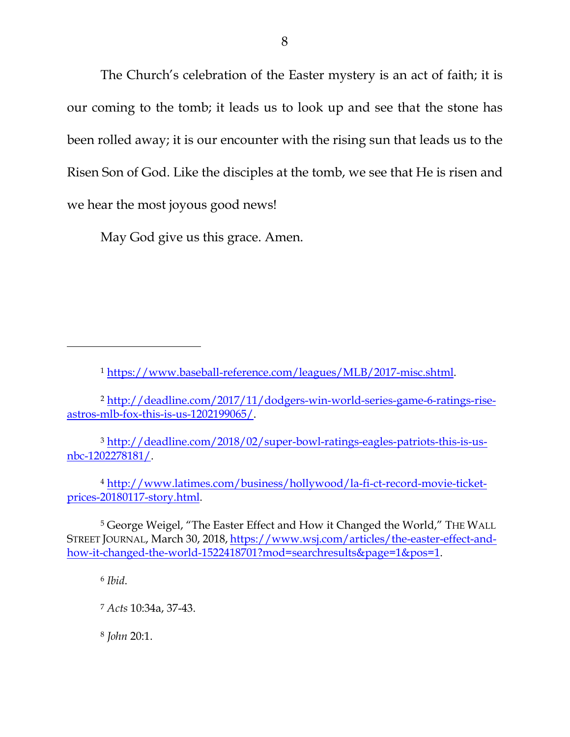The Church's celebration of the Easter mystery is an act of faith; it is our coming to the tomb; it leads us to look up and see that the stone has been rolled away; it is our encounter with the rising sun that leads us to the Risen Son of God. Like the disciples at the tomb, we see that He is risen and we hear the most joyous good news!

May God give us this grace. Amen.

---

[1] https://www.baseball-reference.com/leagues/MLB/2017-misc.shtml.

[2] http://deadline.com/2017/11/dodgers-win-world-series-game-6-ratings-rise-astros-mlb-fox-this-is-us-1202199065/.

[3] http://deadline.com/2018/02/super-bowl-ratings-eagles-patriots-this-is-us-nbc-1202278181/.

[4] http://www.latimes.com/business/hollywood/la-fi-ct-record-movie-ticket-prices-20180117-story.html.

[5] George Weigel, "The Easter Effect and How it Changed the World," THE WALL STREET JOURNAL, March 30, 2018, https://www.wsj.com/articles/the-easter-effect-and-how-it-changed-the-world-1522418701?mod=searchresults&page=1&pos=1.

[6] *Ibid*.

[7] *Acts* 10:34a, 37-43.

[8] *John* 20:1.